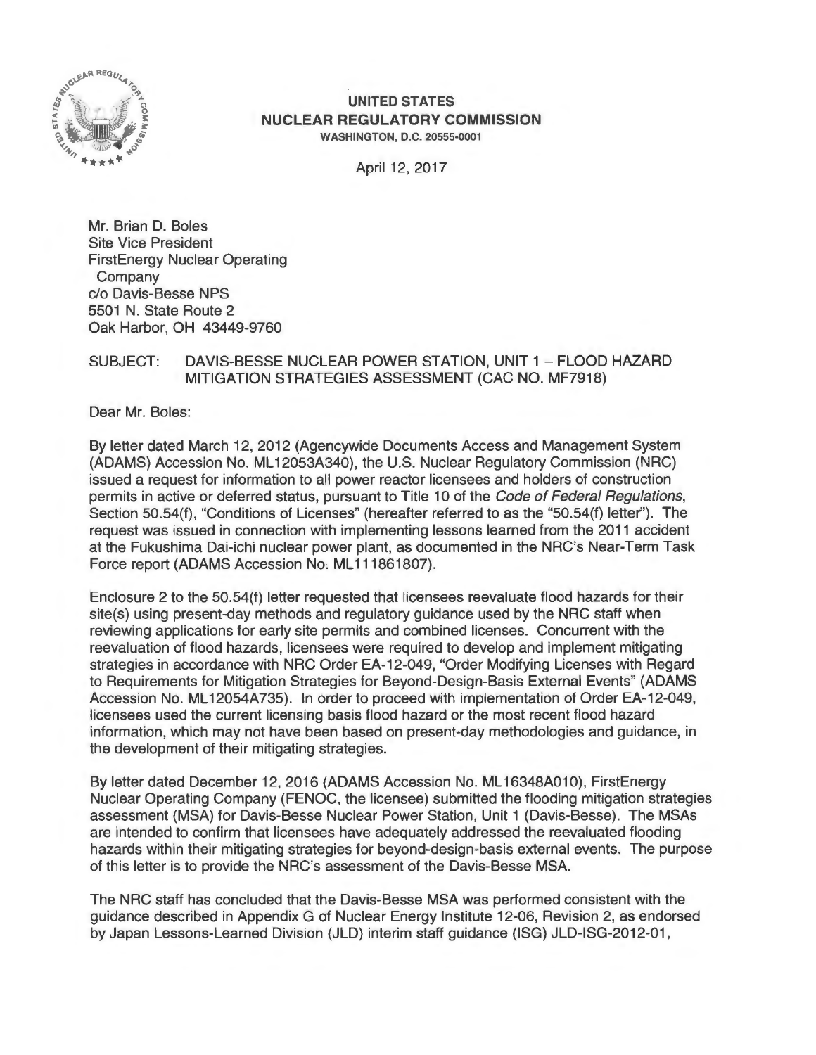**UNITED STATES**
**NUCLEAR REGULATORY COMMISSION**
WASHINGTON, D.C. 20555-0001

April 12, 2017

Mr. Brian D. Boles
Site Vice President
FirstEnergy Nuclear Operating Company
c/o Davis-Besse NPS
5501 N. State Route 2
Oak Harbor, OH 43449-9760

SUBJECT: DAVIS-BESSE NUCLEAR POWER STATION, UNIT 1 – FLOOD HAZARD MITIGATION STRATEGIES ASSESSMENT (CAC NO. MF7918)

Dear Mr. Boles:

By letter dated March 12, 2012 (Agencywide Documents Access and Management System (ADAMS) Accession No. ML12053A340), the U.S. Nuclear Regulatory Commission (NRC) issued a request for information to all power reactor licensees and holders of construction permits in active or deferred status, pursuant to Title 10 of the *Code of Federal Regulations*, Section 50.54(f), "Conditions of Licenses" (hereafter referred to as the "50.54(f) letter"). The request was issued in connection with implementing lessons learned from the 2011 accident at the Fukushima Dai-ichi nuclear power plant, as documented in the NRC's Near-Term Task Force report (ADAMS Accession No. ML111861807).

Enclosure 2 to the 50.54(f) letter requested that licensees reevaluate flood hazards for their site(s) using present-day methods and regulatory guidance used by the NRC staff when reviewing applications for early site permits and combined licenses. Concurrent with the reevaluation of flood hazards, licensees were required to develop and implement mitigating strategies in accordance with NRC Order EA-12-049, "Order Modifying Licenses with Regard to Requirements for Mitigation Strategies for Beyond-Design-Basis External Events" (ADAMS Accession No. ML12054A735). In order to proceed with implementation of Order EA-12-049, licensees used the current licensing basis flood hazard or the most recent flood hazard information, which may not have been based on present-day methodologies and guidance, in the development of their mitigating strategies.

By letter dated December 12, 2016 (ADAMS Accession No. ML16348A010), FirstEnergy Nuclear Operating Company (FENOC, the licensee) submitted the flooding mitigation strategies assessment (MSA) for Davis-Besse Nuclear Power Station, Unit 1 (Davis-Besse). The MSAs are intended to confirm that licensees have adequately addressed the reevaluated flooding hazards within their mitigating strategies for beyond-design-basis external events. The purpose of this letter is to provide the NRC's assessment of the Davis-Besse MSA.

The NRC staff has concluded that the Davis-Besse MSA was performed consistent with the guidance described in Appendix G of Nuclear Energy Institute 12-06, Revision 2, as endorsed by Japan Lessons-Learned Division (JLD) interim staff guidance (ISG) JLD-ISG-2012-01,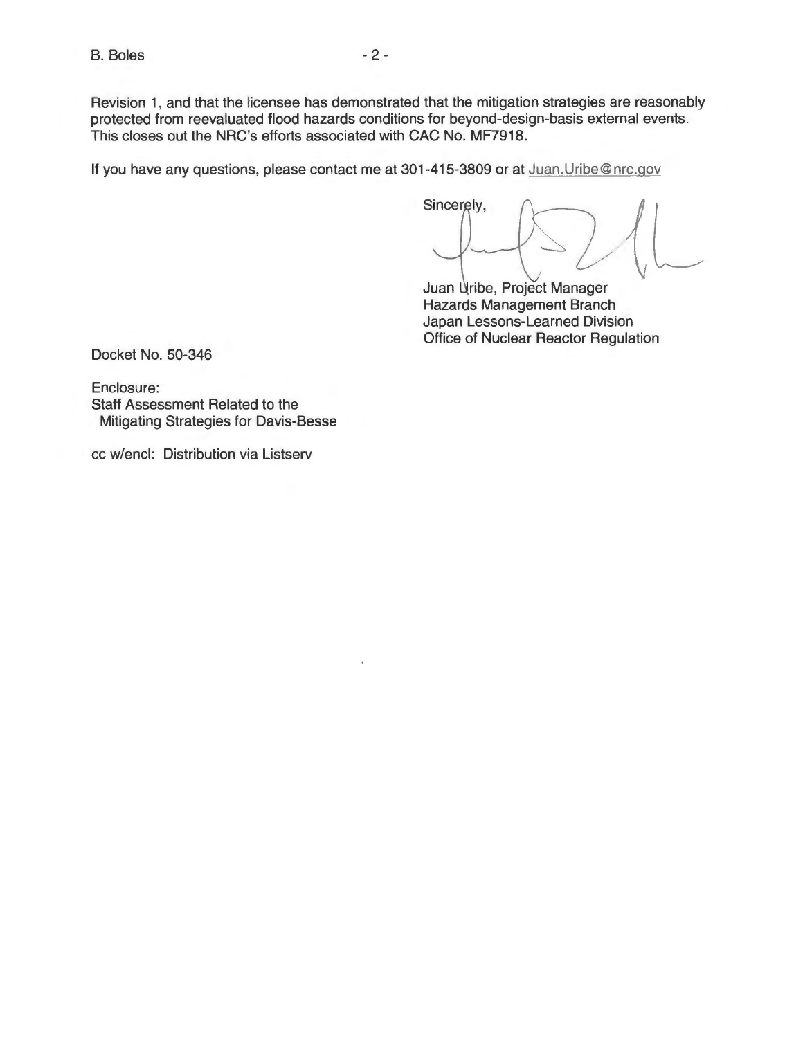Revision 1, and that the licensee has demonstrated that the mitigation strategies are reasonably protected from reevaluated flood hazards conditions for beyond-design-basis external events. This closes out the NRC's efforts associated with CAC No. MF7918.

If you have any questions, please contact me at 301-415-3809 or at Juan.Uribe@nrc.gov

Sincerely,

Juan Uribe, Project Manager
Hazards Management Branch
Japan Lessons-Learned Division
Office of Nuclear Reactor Regulation

Docket No. 50-346

Enclosure:
Staff Assessment Related to the Mitigating Strategies for Davis-Besse

cc w/encl: Distribution via Listserv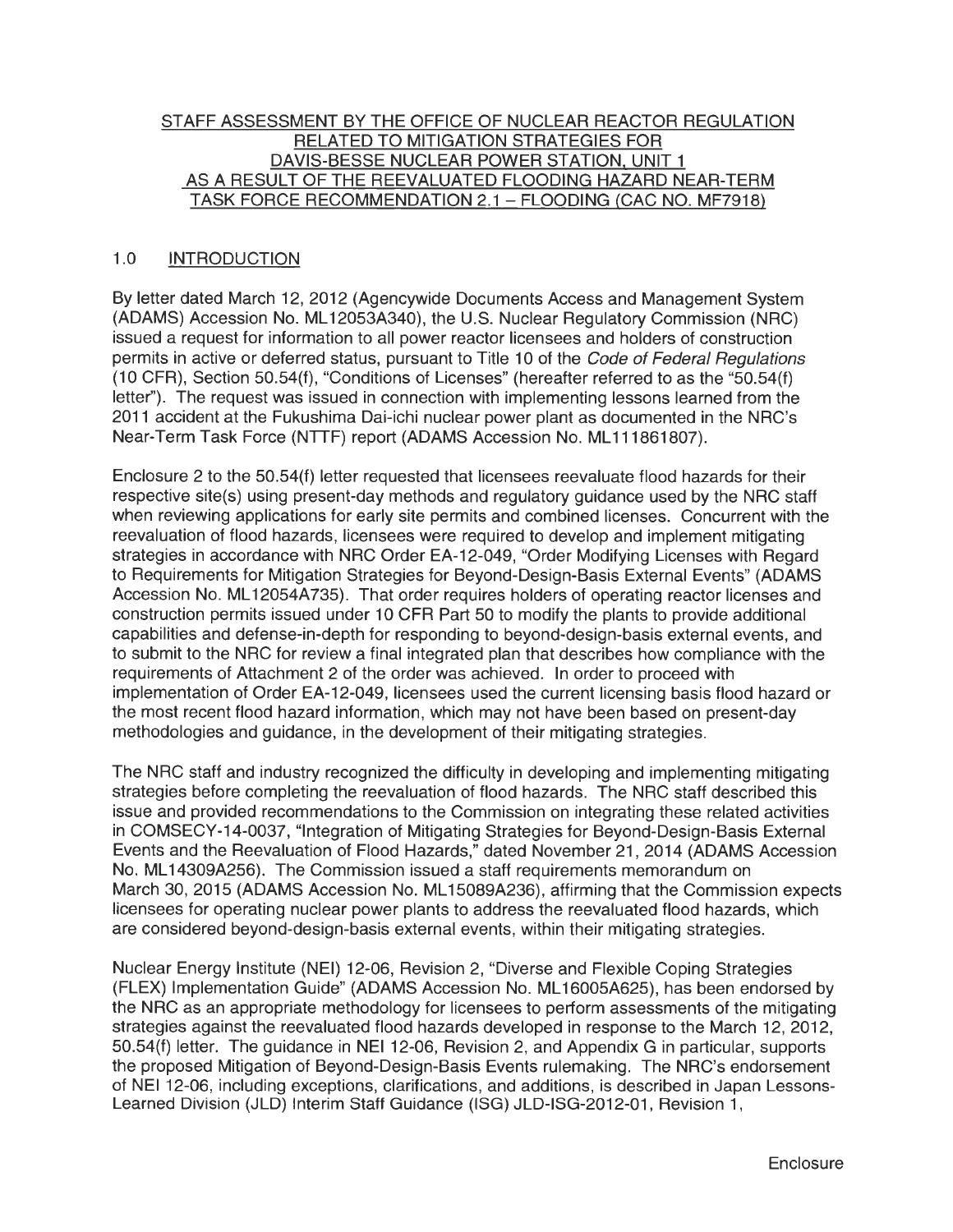## STAFF ASSESSMENT BY THE OFFICE OF NUCLEAR REACTOR REGULATION RELATED TO MITIGATION STRATEGIES FOR DAVIS-BESSE NUCLEAR POWER STATION, UNIT 1 AS A RESULT OF THE REEVALUATED FLOODING HAZARD NEAR-TERM TASK FORCE RECOMMENDATION 2.1 – FLOODING (CAC NO. MF7918)

### 1.0 INTRODUCTION

By letter dated March 12, 2012 (Agencywide Documents Access and Management System (ADAMS) Accession No. ML12053A340), the U.S. Nuclear Regulatory Commission (NRC) issued a request for information to all power reactor licensees and holders of construction permits in active or deferred status, pursuant to Title 10 of the *Code of Federal Regulations* (10 CFR), Section 50.54(f), "Conditions of Licenses" (hereafter referred to as the "50.54(f) letter"). The request was issued in connection with implementing lessons learned from the 2011 accident at the Fukushima Dai-ichi nuclear power plant as documented in the NRC's Near-Term Task Force (NTTF) report (ADAMS Accession No. ML111861807).

Enclosure 2 to the 50.54(f) letter requested that licensees reevaluate flood hazards for their respective site(s) using present-day methods and regulatory guidance used by the NRC staff when reviewing applications for early site permits and combined licenses. Concurrent with the reevaluation of flood hazards, licensees were required to develop and implement mitigating strategies in accordance with NRC Order EA-12-049, "Order Modifying Licenses with Regard to Requirements for Mitigation Strategies for Beyond-Design-Basis External Events" (ADAMS Accession No. ML12054A735). That order requires holders of operating reactor licenses and construction permits issued under 10 CFR Part 50 to modify the plants to provide additional capabilities and defense-in-depth for responding to beyond-design-basis external events, and to submit to the NRC for review a final integrated plan that describes how compliance with the requirements of Attachment 2 of the order was achieved. In order to proceed with implementation of Order EA-12-049, licensees used the current licensing basis flood hazard or the most recent flood hazard information, which may not have been based on present-day methodologies and guidance, in the development of their mitigating strategies.

The NRC staff and industry recognized the difficulty in developing and implementing mitigating strategies before completing the reevaluation of flood hazards. The NRC staff described this issue and provided recommendations to the Commission on integrating these related activities in COMSECY-14-0037, "Integration of Mitigating Strategies for Beyond-Design-Basis External Events and the Reevaluation of Flood Hazards," dated November 21, 2014 (ADAMS Accession No. ML14309A256). The Commission issued a staff requirements memorandum on March 30, 2015 (ADAMS Accession No. ML15089A236), affirming that the Commission expects licensees for operating nuclear power plants to address the reevaluated flood hazards, which are considered beyond-design-basis external events, within their mitigating strategies.

Nuclear Energy Institute (NEI) 12-06, Revision 2, "Diverse and Flexible Coping Strategies (FLEX) Implementation Guide" (ADAMS Accession No. ML16005A625), has been endorsed by the NRC as an appropriate methodology for licensees to perform assessments of the mitigating strategies against the reevaluated flood hazards developed in response to the March 12, 2012, 50.54(f) letter. The guidance in NEI 12-06, Revision 2, and Appendix G in particular, supports the proposed Mitigation of Beyond-Design-Basis Events rulemaking. The NRC's endorsement of NEI 12-06, including exceptions, clarifications, and additions, is described in Japan Lessons-Learned Division (JLD) Interim Staff Guidance (ISG) JLD-ISG-2012-01, Revision 1,

Enclosure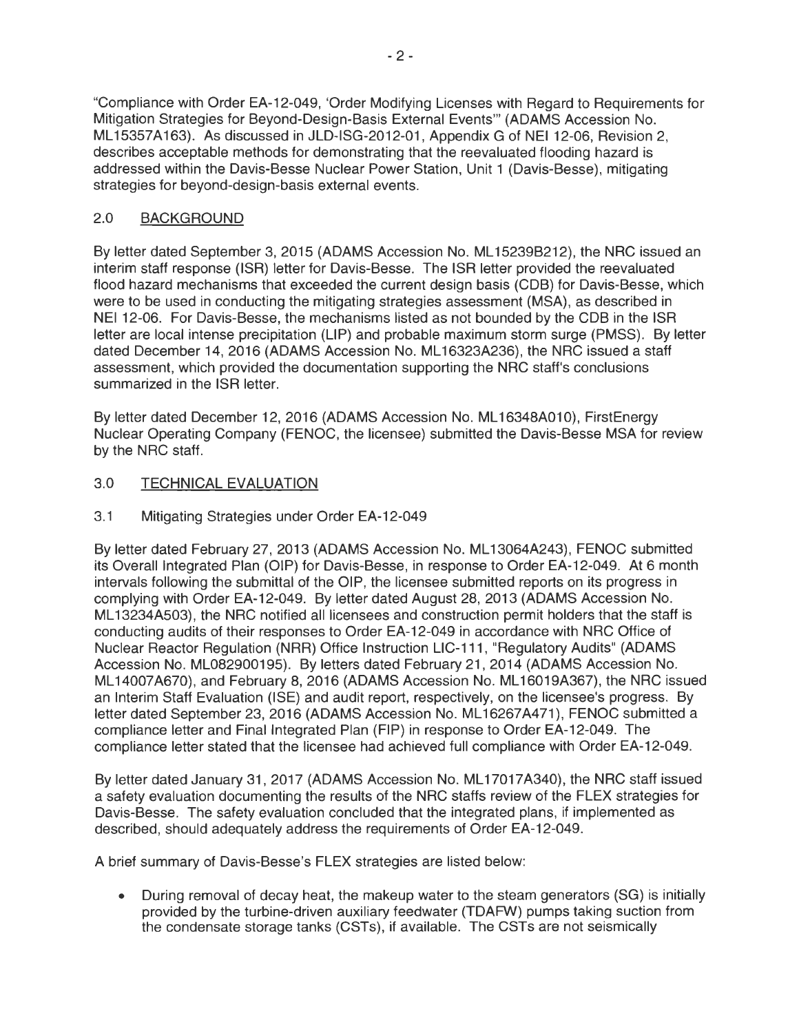"Compliance with Order EA-12-049, 'Order Modifying Licenses with Regard to Requirements for Mitigation Strategies for Beyond-Design-Basis External Events'" (ADAMS Accession No. ML15357A163). As discussed in JLD-ISG-2012-01, Appendix G of NEI 12-06, Revision 2, describes acceptable methods for demonstrating that the reevaluated flooding hazard is addressed within the Davis-Besse Nuclear Power Station, Unit 1 (Davis-Besse), mitigating strategies for beyond-design-basis external events.

## 2.0 BACKGROUND

By letter dated September 3, 2015 (ADAMS Accession No. ML15239B212), the NRC issued an interim staff response (ISR) letter for Davis-Besse. The ISR letter provided the reevaluated flood hazard mechanisms that exceeded the current design basis (CDB) for Davis-Besse, which were to be used in conducting the mitigating strategies assessment (MSA), as described in NEI 12-06. For Davis-Besse, the mechanisms listed as not bounded by the CDB in the ISR letter are local intense precipitation (LIP) and probable maximum storm surge (PMSS). By letter dated December 14, 2016 (ADAMS Accession No. ML16323A236), the NRC issued a staff assessment, which provided the documentation supporting the NRC staff's conclusions summarized in the ISR letter.

By letter dated December 12, 2016 (ADAMS Accession No. ML16348A010), FirstEnergy Nuclear Operating Company (FENOC, the licensee) submitted the Davis-Besse MSA for review by the NRC staff.

## 3.0 TECHNICAL EVALUATION

### 3.1 Mitigating Strategies under Order EA-12-049

By letter dated February 27, 2013 (ADAMS Accession No. ML13064A243), FENOC submitted its Overall Integrated Plan (OIP) for Davis-Besse, in response to Order EA-12-049. At 6 month intervals following the submittal of the OIP, the licensee submitted reports on its progress in complying with Order EA-12-049. By letter dated August 28, 2013 (ADAMS Accession No. ML13234A503), the NRC notified all licensees and construction permit holders that the staff is conducting audits of their responses to Order EA-12-049 in accordance with NRC Office of Nuclear Reactor Regulation (NRR) Office Instruction LIC-111, "Regulatory Audits" (ADAMS Accession No. ML082900195). By letters dated February 21, 2014 (ADAMS Accession No. ML14007A670), and February 8, 2016 (ADAMS Accession No. ML16019A367), the NRC issued an Interim Staff Evaluation (ISE) and audit report, respectively, on the licensee's progress. By letter dated September 23, 2016 (ADAMS Accession No. ML16267A471), FENOC submitted a compliance letter and Final Integrated Plan (FIP) in response to Order EA-12-049. The compliance letter stated that the licensee had achieved full compliance with Order EA-12-049.

By letter dated January 31, 2017 (ADAMS Accession No. ML17017A340), the NRC staff issued a safety evaluation documenting the results of the NRC staffs review of the FLEX strategies for Davis-Besse. The safety evaluation concluded that the integrated plans, if implemented as described, should adequately address the requirements of Order EA-12-049.

A brief summary of Davis-Besse's FLEX strategies are listed below:

- During removal of decay heat, the makeup water to the steam generators (SG) is initially provided by the turbine-driven auxiliary feedwater (TDAFW) pumps taking suction from the condensate storage tanks (CSTs), if available. The CSTs are not seismically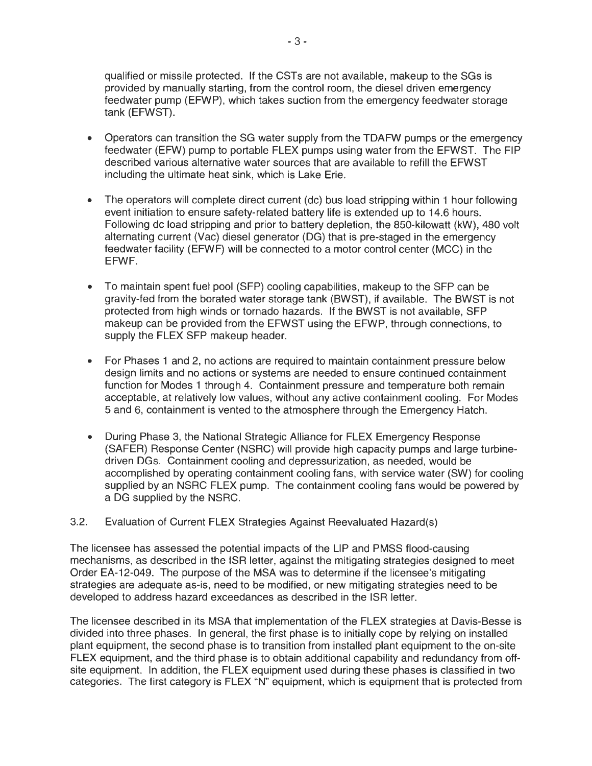qualified or missile protected. If the CSTs are not available, makeup to the SGs is provided by manually starting, from the control room, the diesel driven emergency feedwater pump (EFWP), which takes suction from the emergency feedwater storage tank (EFWST).

- Operators can transition the SG water supply from the TDAFW pumps or the emergency feedwater (EFW) pump to portable FLEX pumps using water from the EFWST. The FIP described various alternative water sources that are available to refill the EFWST including the ultimate heat sink, which is Lake Erie.
- The operators will complete direct current (dc) bus load stripping within 1 hour following event initiation to ensure safety-related battery life is extended up to 14.6 hours. Following dc load stripping and prior to battery depletion, the 850-kilowatt (kW), 480 volt alternating current (Vac) diesel generator (DG) that is pre-staged in the emergency feedwater facility (EFWF) will be connected to a motor control center (MCC) in the EFWF.
- To maintain spent fuel pool (SFP) cooling capabilities, makeup to the SFP can be gravity-fed from the borated water storage tank (BWST), if available. The BWST is not protected from high winds or tornado hazards. If the BWST is not available, SFP makeup can be provided from the EFWST using the EFWP, through connections, to supply the FLEX SFP makeup header.
- For Phases 1 and 2, no actions are required to maintain containment pressure below design limits and no actions or systems are needed to ensure continued containment function for Modes 1 through 4. Containment pressure and temperature both remain acceptable, at relatively low values, without any active containment cooling. For Modes 5 and 6, containment is vented to the atmosphere through the Emergency Hatch.
- During Phase 3, the National Strategic Alliance for FLEX Emergency Response (SAFER) Response Center (NSRC) will provide high capacity pumps and large turbine-driven DGs. Containment cooling and depressurization, as needed, would be accomplished by operating containment cooling fans, with service water (SW) for cooling supplied by an NSRC FLEX pump. The containment cooling fans would be powered by a DG supplied by the NSRC.

### 3.2. Evaluation of Current FLEX Strategies Against Reevaluated Hazard(s)

The licensee has assessed the potential impacts of the LIP and PMSS flood-causing mechanisms, as described in the ISR letter, against the mitigating strategies designed to meet Order EA-12-049. The purpose of the MSA was to determine if the licensee's mitigating strategies are adequate as-is, need to be modified, or new mitigating strategies need to be developed to address hazard exceedances as described in the ISR letter.

The licensee described in its MSA that implementation of the FLEX strategies at Davis-Besse is divided into three phases. In general, the first phase is to initially cope by relying on installed plant equipment, the second phase is to transition from installed plant equipment to the on-site FLEX equipment, and the third phase is to obtain additional capability and redundancy from off-site equipment. In addition, the FLEX equipment used during these phases is classified in two categories. The first category is FLEX "N" equipment, which is equipment that is protected from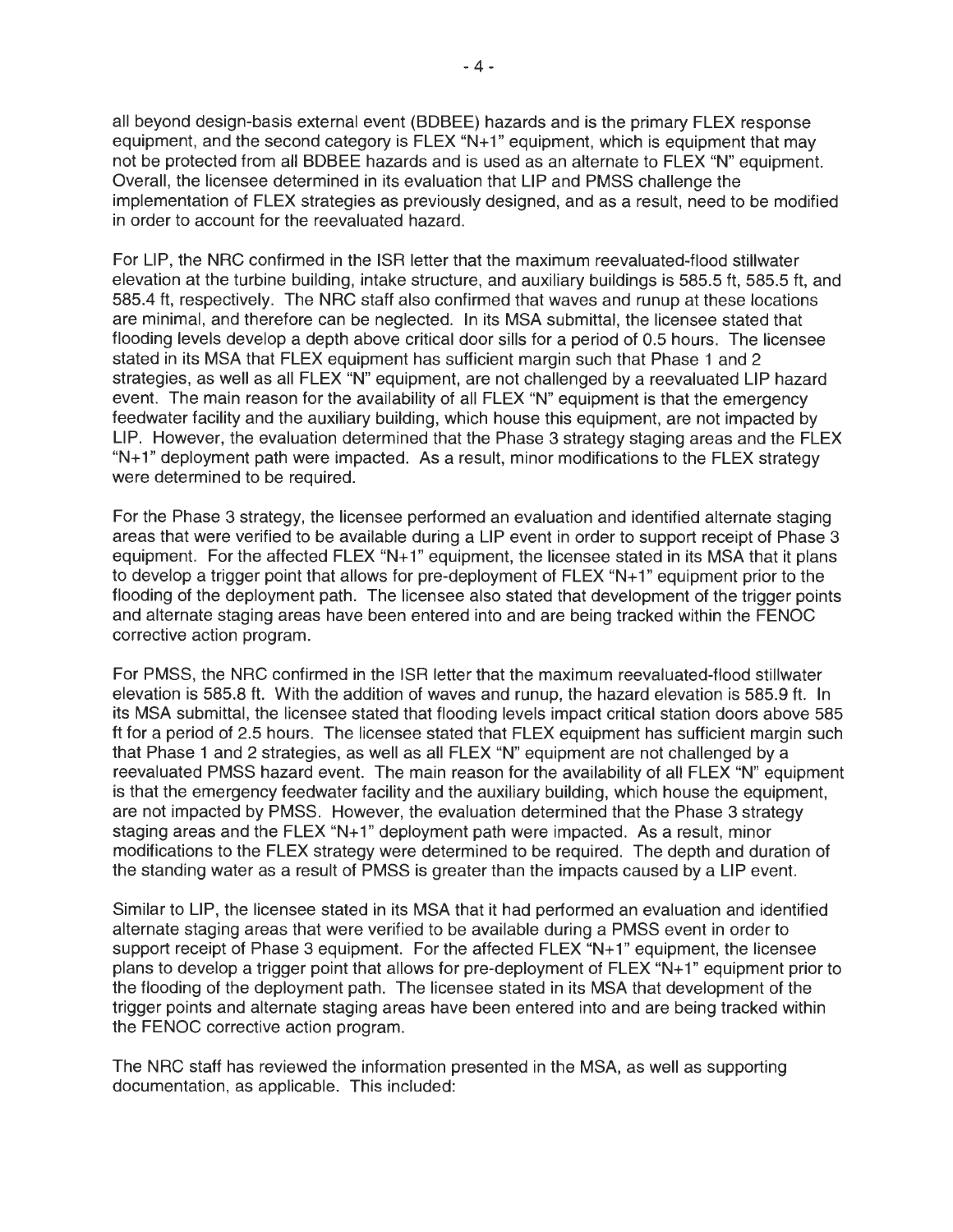all beyond design-basis external event (BDBEE) hazards and is the primary FLEX response equipment, and the second category is FLEX "N+1" equipment, which is equipment that may not be protected from all BDBEE hazards and is used as an alternate to FLEX "N" equipment. Overall, the licensee determined in its evaluation that LIP and PMSS challenge the implementation of FLEX strategies as previously designed, and as a result, need to be modified in order to account for the reevaluated hazard.

For LIP, the NRC confirmed in the ISR letter that the maximum reevaluated-flood stillwater elevation at the turbine building, intake structure, and auxiliary buildings is 585.5 ft, 585.5 ft, and 585.4 ft, respectively. The NRC staff also confirmed that waves and runup at these locations are minimal, and therefore can be neglected. In its MSA submittal, the licensee stated that flooding levels develop a depth above critical door sills for a period of 0.5 hours. The licensee stated in its MSA that FLEX equipment has sufficient margin such that Phase 1 and 2 strategies, as well as all FLEX "N" equipment, are not challenged by a reevaluated LIP hazard event. The main reason for the availability of all FLEX "N" equipment is that the emergency feedwater facility and the auxiliary building, which house this equipment, are not impacted by LIP. However, the evaluation determined that the Phase 3 strategy staging areas and the FLEX "N+1" deployment path were impacted. As a result, minor modifications to the FLEX strategy were determined to be required.

For the Phase 3 strategy, the licensee performed an evaluation and identified alternate staging areas that were verified to be available during a LIP event in order to support receipt of Phase 3 equipment. For the affected FLEX "N+1" equipment, the licensee stated in its MSA that it plans to develop a trigger point that allows for pre-deployment of FLEX "N+1" equipment prior to the flooding of the deployment path. The licensee also stated that development of the trigger points and alternate staging areas have been entered into and are being tracked within the FENOC corrective action program.

For PMSS, the NRC confirmed in the ISR letter that the maximum reevaluated-flood stillwater elevation is 585.8 ft. With the addition of waves and runup, the hazard elevation is 585.9 ft. In its MSA submittal, the licensee stated that flooding levels impact critical station doors above 585 ft for a period of 2.5 hours. The licensee stated that FLEX equipment has sufficient margin such that Phase 1 and 2 strategies, as well as all FLEX "N" equipment are not challenged by a reevaluated PMSS hazard event. The main reason for the availability of all FLEX "N" equipment is that the emergency feedwater facility and the auxiliary building, which house the equipment, are not impacted by PMSS. However, the evaluation determined that the Phase 3 strategy staging areas and the FLEX "N+1" deployment path were impacted. As a result, minor modifications to the FLEX strategy were determined to be required. The depth and duration of the standing water as a result of PMSS is greater than the impacts caused by a LIP event.

Similar to LIP, the licensee stated in its MSA that it had performed an evaluation and identified alternate staging areas that were verified to be available during a PMSS event in order to support receipt of Phase 3 equipment. For the affected FLEX "N+1" equipment, the licensee plans to develop a trigger point that allows for pre-deployment of FLEX "N+1" equipment prior to the flooding of the deployment path. The licensee stated in its MSA that development of the trigger points and alternate staging areas have been entered into and are being tracked within the FENOC corrective action program.

The NRC staff has reviewed the information presented in the MSA, as well as supporting documentation, as applicable. This included: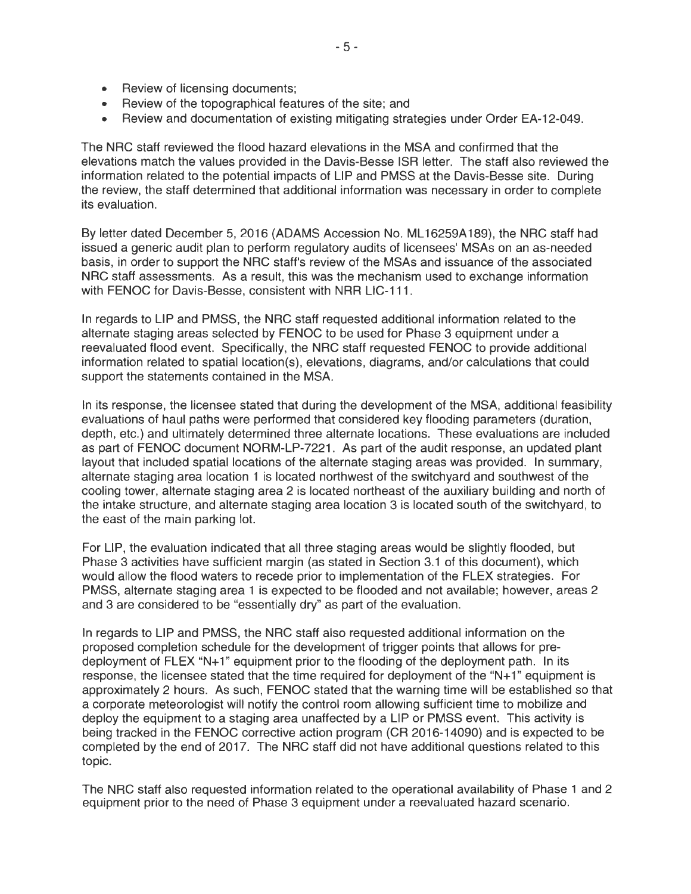- Review of licensing documents;
- Review of the topographical features of the site; and
- Review and documentation of existing mitigating strategies under Order EA-12-049.

The NRC staff reviewed the flood hazard elevations in the MSA and confirmed that the elevations match the values provided in the Davis-Besse ISR letter. The staff also reviewed the information related to the potential impacts of LIP and PMSS at the Davis-Besse site. During the review, the staff determined that additional information was necessary in order to complete its evaluation.

By letter dated December 5, 2016 (ADAMS Accession No. ML16259A189), the NRC staff had issued a generic audit plan to perform regulatory audits of licensees' MSAs on an as-needed basis, in order to support the NRC staff's review of the MSAs and issuance of the associated NRC staff assessments. As a result, this was the mechanism used to exchange information with FENOC for Davis-Besse, consistent with NRR LIC-111.

In regards to LIP and PMSS, the NRC staff requested additional information related to the alternate staging areas selected by FENOC to be used for Phase 3 equipment under a reevaluated flood event. Specifically, the NRC staff requested FENOC to provide additional information related to spatial location(s), elevations, diagrams, and/or calculations that could support the statements contained in the MSA.

In its response, the licensee stated that during the development of the MSA, additional feasibility evaluations of haul paths were performed that considered key flooding parameters (duration, depth, etc.) and ultimately determined three alternate locations. These evaluations are included as part of FENOC document NORM-LP-7221. As part of the audit response, an updated plant layout that included spatial locations of the alternate staging areas was provided. In summary, alternate staging area location 1 is located northwest of the switchyard and southwest of the cooling tower, alternate staging area 2 is located northeast of the auxiliary building and north of the intake structure, and alternate staging area location 3 is located south of the switchyard, to the east of the main parking lot.

For LIP, the evaluation indicated that all three staging areas would be slightly flooded, but Phase 3 activities have sufficient margin (as stated in Section 3.1 of this document), which would allow the flood waters to recede prior to implementation of the FLEX strategies. For PMSS, alternate staging area 1 is expected to be flooded and not available; however, areas 2 and 3 are considered to be "essentially dry" as part of the evaluation.

In regards to LIP and PMSS, the NRC staff also requested additional information on the proposed completion schedule for the development of trigger points that allows for pre-deployment of FLEX "N+1" equipment prior to the flooding of the deployment path. In its response, the licensee stated that the time required for deployment of the "N+1" equipment is approximately 2 hours. As such, FENOC stated that the warning time will be established so that a corporate meteorologist will notify the control room allowing sufficient time to mobilize and deploy the equipment to a staging area unaffected by a LIP or PMSS event. This activity is being tracked in the FENOC corrective action program (CR 2016-14090) and is expected to be completed by the end of 2017. The NRC staff did not have additional questions related to this topic.

The NRC staff also requested information related to the operational availability of Phase 1 and 2 equipment prior to the need of Phase 3 equipment under a reevaluated hazard scenario.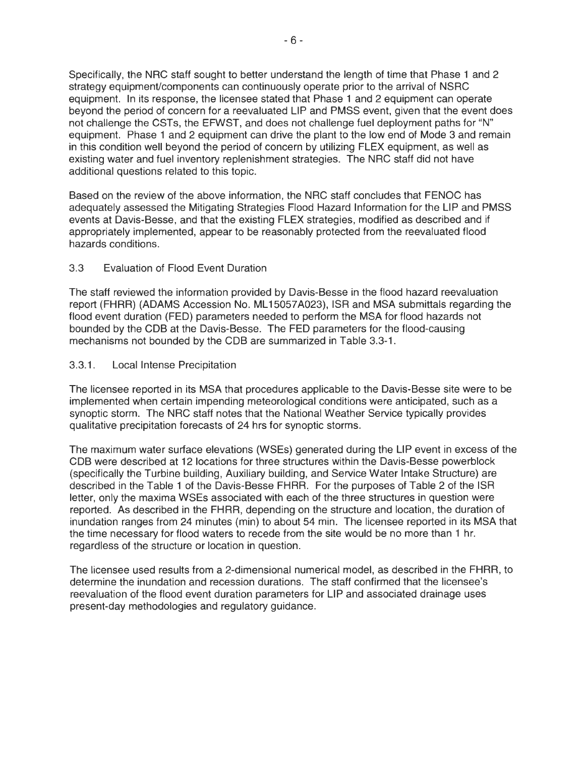Specifically, the NRC staff sought to better understand the length of time that Phase 1 and 2 strategy equipment/components can continuously operate prior to the arrival of NSRC equipment. In its response, the licensee stated that Phase 1 and 2 equipment can operate beyond the period of concern for a reevaluated LIP and PMSS event, given that the event does not challenge the CSTs, the EFWST, and does not challenge fuel deployment paths for "N" equipment. Phase 1 and 2 equipment can drive the plant to the low end of Mode 3 and remain in this condition well beyond the period of concern by utilizing FLEX equipment, as well as existing water and fuel inventory replenishment strategies. The NRC staff did not have additional questions related to this topic.

Based on the review of the above information, the NRC staff concludes that FENOC has adequately assessed the Mitigating Strategies Flood Hazard Information for the LIP and PMSS events at Davis-Besse, and that the existing FLEX strategies, modified as described and if appropriately implemented, appear to be reasonably protected from the reevaluated flood hazards conditions.

### 3.3 Evaluation of Flood Event Duration

The staff reviewed the information provided by Davis-Besse in the flood hazard reevaluation report (FHRR) (ADAMS Accession No. ML15057A023), ISR and MSA submittals regarding the flood event duration (FED) parameters needed to perform the MSA for flood hazards not bounded by the CDB at the Davis-Besse. The FED parameters for the flood-causing mechanisms not bounded by the CDB are summarized in Table 3.3-1.

#### 3.3.1. Local Intense Precipitation

The licensee reported in its MSA that procedures applicable to the Davis-Besse site were to be implemented when certain impending meteorological conditions were anticipated, such as a synoptic storm. The NRC staff notes that the National Weather Service typically provides qualitative precipitation forecasts of 24 hrs for synoptic storms.

The maximum water surface elevations (WSEs) generated during the LIP event in excess of the CDB were described at 12 locations for three structures within the Davis-Besse powerblock (specifically the Turbine building, Auxiliary building, and Service Water Intake Structure) are described in the Table 1 of the Davis-Besse FHRR. For the purposes of Table 2 of the ISR letter, only the maxima WSEs associated with each of the three structures in question were reported. As described in the FHRR, depending on the structure and location, the duration of inundation ranges from 24 minutes (min) to about 54 min. The licensee reported in its MSA that the time necessary for flood waters to recede from the site would be no more than 1 hr. regardless of the structure or location in question.

The licensee used results from a 2-dimensional numerical model, as described in the FHRR, to determine the inundation and recession durations. The staff confirmed that the licensee's reevaluation of the flood event duration parameters for LIP and associated drainage uses present-day methodologies and regulatory guidance.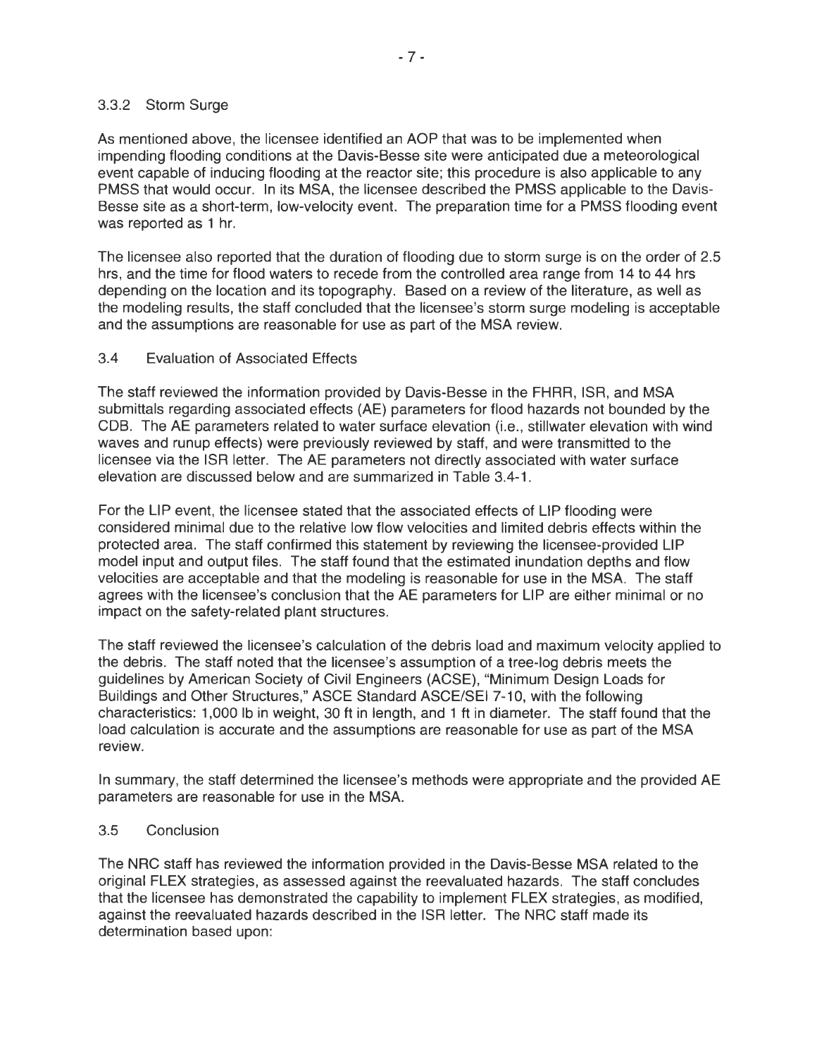#### 3.3.2 Storm Surge

As mentioned above, the licensee identified an AOP that was to be implemented when impending flooding conditions at the Davis-Besse site were anticipated due a meteorological event capable of inducing flooding at the reactor site; this procedure is also applicable to any PMSS that would occur. In its MSA, the licensee described the PMSS applicable to the Davis-Besse site as a short-term, low-velocity event. The preparation time for a PMSS flooding event was reported as 1 hr.

The licensee also reported that the duration of flooding due to storm surge is on the order of 2.5 hrs, and the time for flood waters to recede from the controlled area range from 14 to 44 hrs depending on the location and its topography. Based on a review of the literature, as well as the modeling results, the staff concluded that the licensee's storm surge modeling is acceptable and the assumptions are reasonable for use as part of the MSA review.

### 3.4 Evaluation of Associated Effects

The staff reviewed the information provided by Davis-Besse in the FHRR, ISR, and MSA submittals regarding associated effects (AE) parameters for flood hazards not bounded by the CDB. The AE parameters related to water surface elevation (i.e., stillwater elevation with wind waves and runup effects) were previously reviewed by staff, and were transmitted to the licensee via the ISR letter. The AE parameters not directly associated with water surface elevation are discussed below and are summarized in Table 3.4-1.

For the LIP event, the licensee stated that the associated effects of LIP flooding were considered minimal due to the relative low flow velocities and limited debris effects within the protected area. The staff confirmed this statement by reviewing the licensee-provided LIP model input and output files. The staff found that the estimated inundation depths and flow velocities are acceptable and that the modeling is reasonable for use in the MSA. The staff agrees with the licensee's conclusion that the AE parameters for LIP are either minimal or no impact on the safety-related plant structures.

The staff reviewed the licensee's calculation of the debris load and maximum velocity applied to the debris. The staff noted that the licensee's assumption of a tree-log debris meets the guidelines by American Society of Civil Engineers (ACSE), "Minimum Design Loads for Buildings and Other Structures," ASCE Standard ASCE/SEI 7-10, with the following characteristics: 1,000 lb in weight, 30 ft in length, and 1 ft in diameter. The staff found that the load calculation is accurate and the assumptions are reasonable for use as part of the MSA review.

In summary, the staff determined the licensee's methods were appropriate and the provided AE parameters are reasonable for use in the MSA.

### 3.5 Conclusion

The NRC staff has reviewed the information provided in the Davis-Besse MSA related to the original FLEX strategies, as assessed against the reevaluated hazards. The staff concludes that the licensee has demonstrated the capability to implement FLEX strategies, as modified, against the reevaluated hazards described in the ISR letter. The NRC staff made its determination based upon: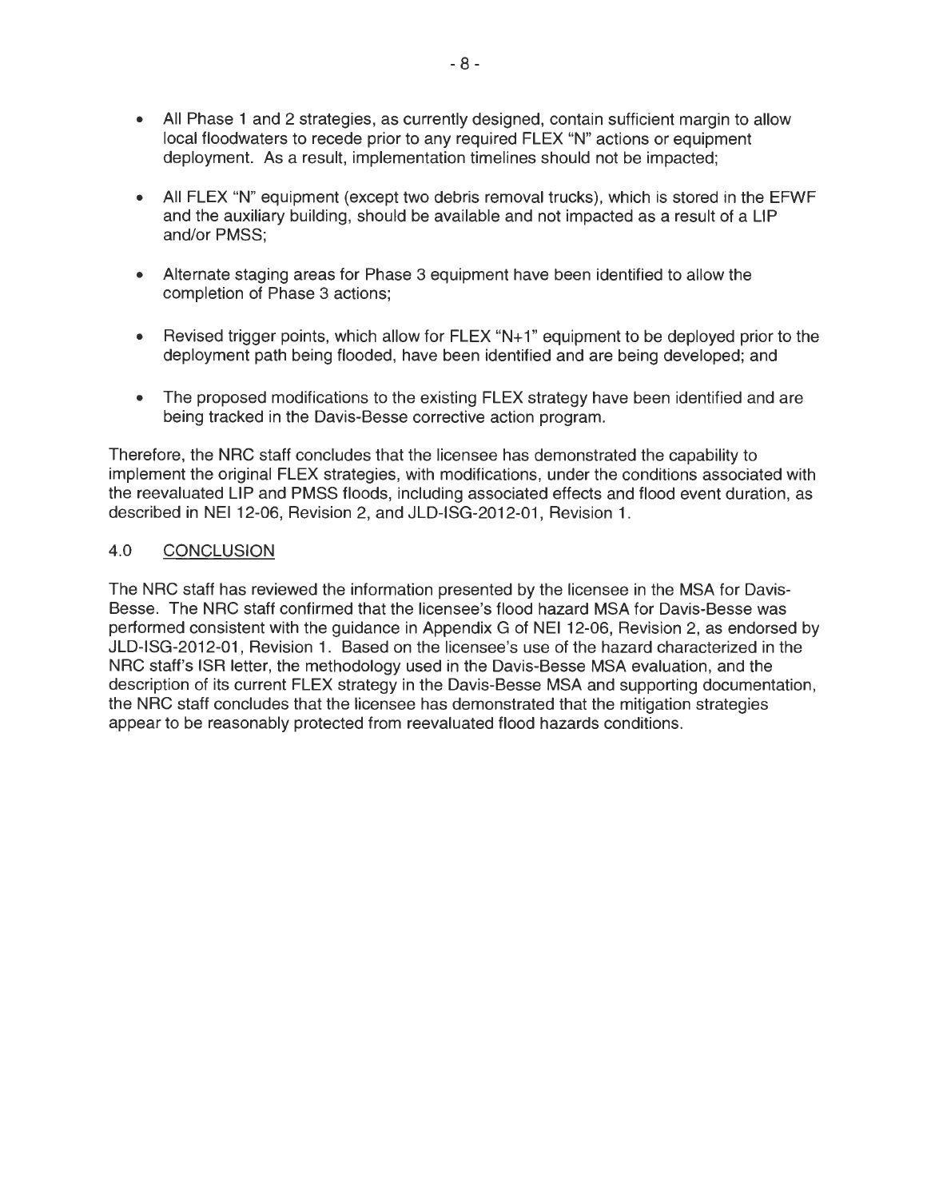- All Phase 1 and 2 strategies, as currently designed, contain sufficient margin to allow local floodwaters to recede prior to any required FLEX "N" actions or equipment deployment. As a result, implementation timelines should not be impacted;

- All FLEX "N" equipment (except two debris removal trucks), which is stored in the EFWF and the auxiliary building, should be available and not impacted as a result of a LIP and/or PMSS;

- Alternate staging areas for Phase 3 equipment have been identified to allow the completion of Phase 3 actions;

- Revised trigger points, which allow for FLEX "N+1" equipment to be deployed prior to the deployment path being flooded, have been identified and are being developed; and

- The proposed modifications to the existing FLEX strategy have been identified and are being tracked in the Davis-Besse corrective action program.

Therefore, the NRC staff concludes that the licensee has demonstrated the capability to implement the original FLEX strategies, with modifications, under the conditions associated with the reevaluated LIP and PMSS floods, including associated effects and flood event duration, as described in NEI 12-06, Revision 2, and JLD-ISG-2012-01, Revision 1.

## 4.0 CONCLUSION

The NRC staff has reviewed the information presented by the licensee in the MSA for Davis-Besse. The NRC staff confirmed that the licensee's flood hazard MSA for Davis-Besse was performed consistent with the guidance in Appendix G of NEI 12-06, Revision 2, as endorsed by JLD-ISG-2012-01, Revision 1. Based on the licensee's use of the hazard characterized in the NRC staff's ISR letter, the methodology used in the Davis-Besse MSA evaluation, and the description of its current FLEX strategy in the Davis-Besse MSA and supporting documentation, the NRC staff concludes that the licensee has demonstrated that the mitigation strategies appear to be reasonably protected from reevaluated flood hazards conditions.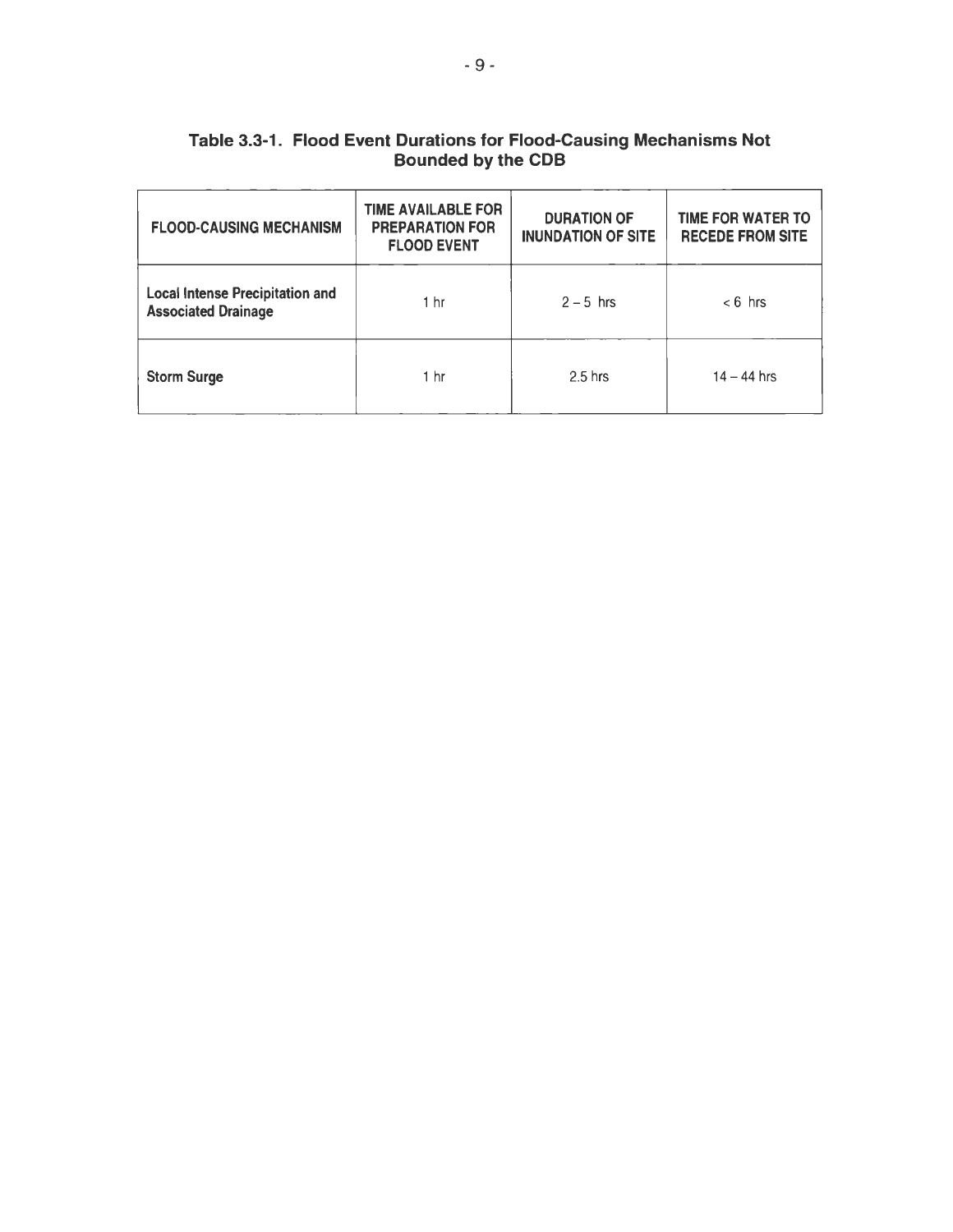**Table 3.3-1. Flood Event Durations for Flood-Causing Mechanisms Not Bounded by the CDB**

| FLOOD-CAUSING MECHANISM | TIME AVAILABLE FOR PREPARATION FOR FLOOD EVENT | DURATION OF INUNDATION OF SITE | TIME FOR WATER TO RECEDE FROM SITE |
|---|---|---|---|
| **Local Intense Precipitation and Associated Drainage** | 1 hr | 2 – 5 hrs | < 6 hrs |
| **Storm Surge** | 1 hr | 2.5 hrs | 14 – 44 hrs |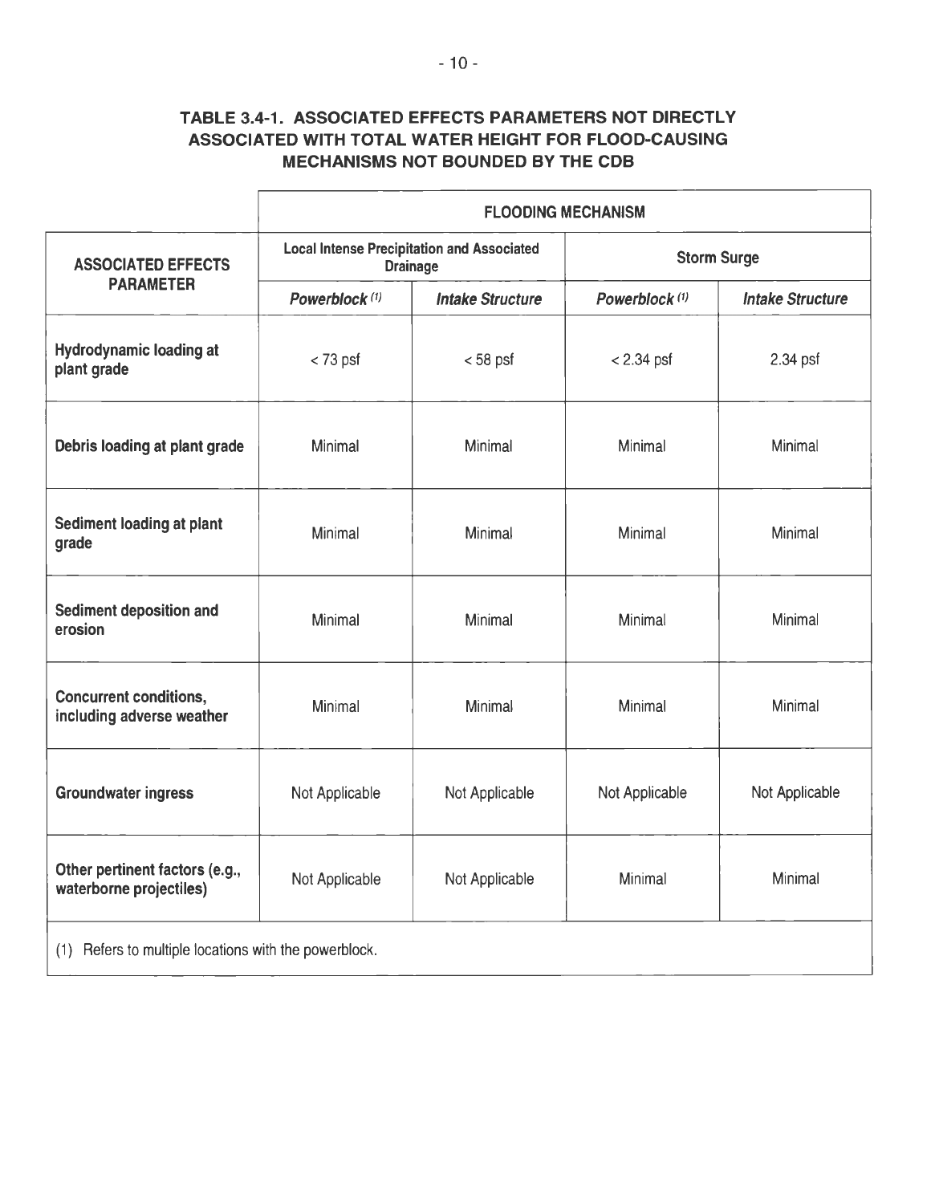### TABLE 3.4-1. ASSOCIATED EFFECTS PARAMETERS NOT DIRECTLY ASSOCIATED WITH TOTAL WATER HEIGHT FOR FLOOD-CAUSING MECHANISMS NOT BOUNDED BY THE CDB

| ASSOCIATED EFFECTS PARAMETER | FLOODING MECHANISM | | | |
|---|---|---|---|---|
| | **Local Intense Precipitation and Associated Drainage** | | **Storm Surge** | |
| | ***Powerblock*** [(1)] | ***Intake Structure*** | ***Powerblock*** [(1)] | ***Intake Structure*** |
| **Hydrodynamic loading at plant grade** | < 73 psf | < 58 psf | < 2.34 psf | 2.34 psf |
| **Debris loading at plant grade** | Minimal | Minimal | Minimal | Minimal |
| **Sediment loading at plant grade** | Minimal | Minimal | Minimal | Minimal |
| **Sediment deposition and erosion** | Minimal | Minimal | Minimal | Minimal |
| **Concurrent conditions, including adverse weather** | Minimal | Minimal | Minimal | Minimal |
| **Groundwater ingress** | Not Applicable | Not Applicable | Not Applicable | Not Applicable |
| **Other pertinent factors (e.g., waterborne projectiles)** | Not Applicable | Not Applicable | Minimal | Minimal |

(1) Refers to multiple locations with the powerblock.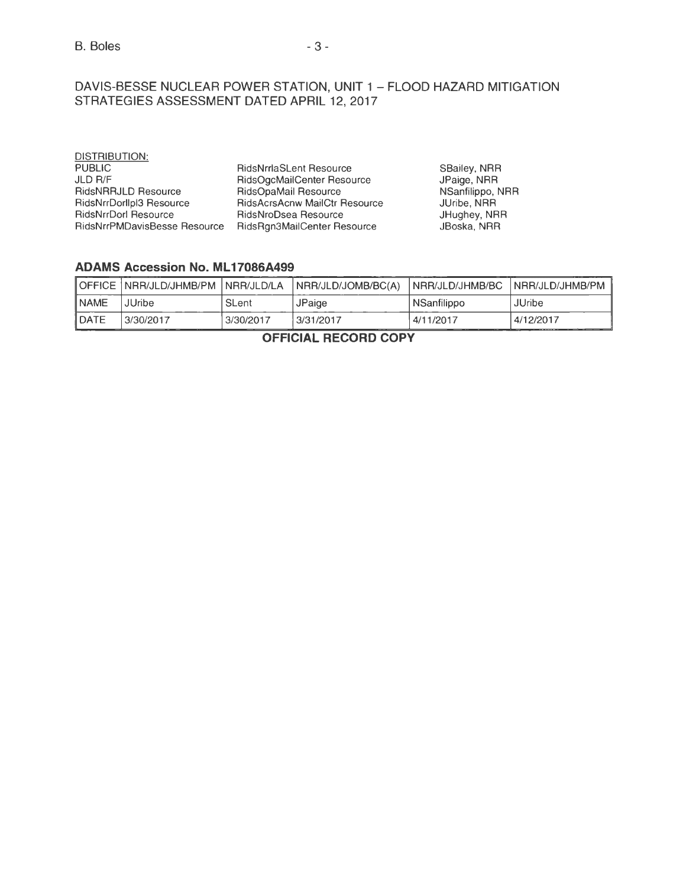DAVIS-BESSE NUCLEAR POWER STATION, UNIT 1 – FLOOD HAZARD MITIGATION STRATEGIES ASSESSMENT DATED APRIL 12, 2017

DISTRIBUTION:

PUBLIC
JLD R/F
RidsNRRJLD Resource
RidsNrrDorllpl3 Resource
RidsNrrDorl Resource
RidsNrrPMDavisBesse Resource
RidsNrrlaSLent Resource
RidsOgcMailCenter Resource
RidsOpaMail Resource
RidsAcrsAcnw MailCtr Resource
RidsNroDsea Resource
RidsRgn3MailCenter Resource
SBailey, NRR
JPaige, NRR
NSanfilippo, NRR
JUribe, NRR
JHughey, NRR
JBoska, NRR

**ADAMS Accession No. ML17086A499**

| OFFICE | NRR/JLD/JHMB/PM | NRR/JLD/LA | NRR/JLD/JOMB/BC(A) | NRR/JLD/JHMB/BC | NRR/JLD/JHMB/PM |
|---|---|---|---|---|---|
| NAME | JUribe | SLent | JPaige | NSanfilippo | JUribe |
| DATE | 3/30/2017 | 3/30/2017 | 3/31/2017 | 4/11/2017 | 4/12/2017 |

**OFFICIAL RECORD COPY**